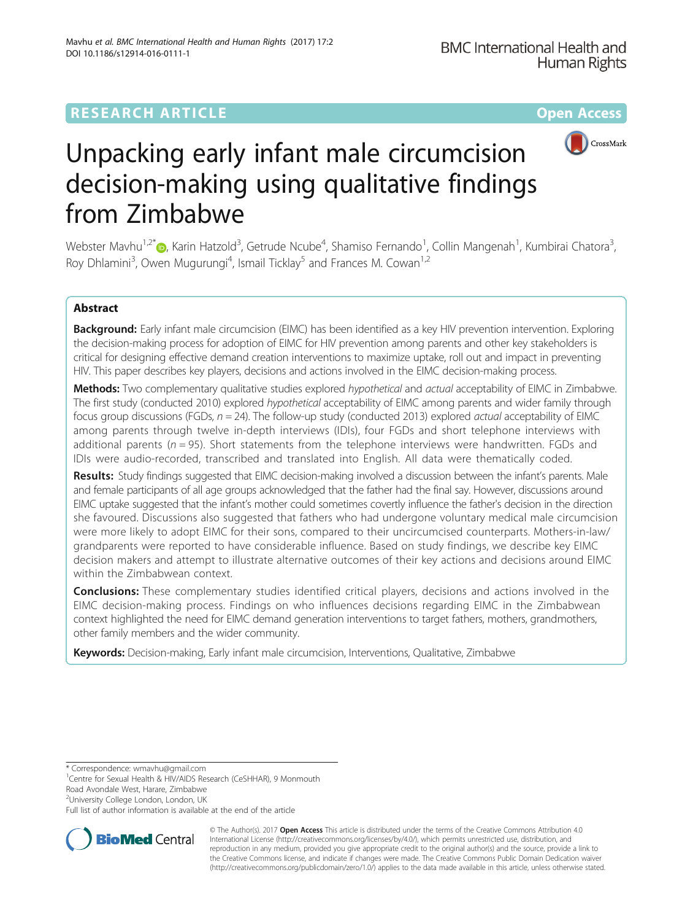RESEARCH ARTICLE

Open Access

# Unpacking early infant male circumcision decision-making using qualitative findings from Zimbabwe

Webster Mavhu[1,2*], Karin Hatzold[3], Getrude Ncube[4], Shamiso Fernando[1], Collin Mangenah[1], Kumbirai Chatora[3], Roy Dhlamini[3], Owen Mugurungi[4], Ismail Ticklay[5] and Frances M. Cowan[1,2]

## Abstract

**Background:** Early infant male circumcision (EIMC) has been identified as a key HIV prevention intervention. Exploring the decision-making process for adoption of EIMC for HIV prevention among parents and other key stakeholders is critical for designing effective demand creation interventions to maximize uptake, roll out and impact in preventing HIV. This paper describes key players, decisions and actions involved in the EIMC decision-making process.

**Methods:** Two complementary qualitative studies explored *hypothetical* and *actual* acceptability of EIMC in Zimbabwe. The first study (conducted 2010) explored *hypothetical* acceptability of EIMC among parents and wider family through focus group discussions (FGDs, *n* = 24). The follow-up study (conducted 2013) explored *actual* acceptability of EIMC among parents through twelve in-depth interviews (IDIs), four FGDs and short telephone interviews with additional parents (*n* = 95). Short statements from the telephone interviews were handwritten. FGDs and IDIs were audio-recorded, transcribed and translated into English. All data were thematically coded.

**Results:** Study findings suggested that EIMC decision-making involved a discussion between the infant's parents. Male and female participants of all age groups acknowledged that the father had the final say. However, discussions around EIMC uptake suggested that the infant's mother could sometimes covertly influence the father's decision in the direction she favoured. Discussions also suggested that fathers who had undergone voluntary medical male circumcision were more likely to adopt EIMC for their sons, compared to their uncircumcised counterparts. Mothers-in-law/grandparents were reported to have considerable influence. Based on study findings, we describe key EIMC decision makers and attempt to illustrate alternative outcomes of their key actions and decisions around EIMC within the Zimbabwean context.

**Conclusions:** These complementary studies identified critical players, decisions and actions involved in the EIMC decision-making process. Findings on who influences decisions regarding EIMC in the Zimbabwean context highlighted the need for EIMC demand generation interventions to target fathers, mothers, grandmothers, other family members and the wider community.

**Keywords:** Decision-making, Early infant male circumcision, Interventions, Qualitative, Zimbabwe

---

\* Correspondence: wmavhu@gmail.com
[1]Centre for Sexual Health & HIV/AIDS Research (CeSHHAR), 9 Monmouth Road Avondale West, Harare, Zimbabwe
[2]University College London, London, UK
Full list of author information is available at the end of the article

© The Author(s). 2017 **Open Access** This article is distributed under the terms of the Creative Commons Attribution 4.0 International License (http://creativecommons.org/licenses/by/4.0/), which permits unrestricted use, distribution, and reproduction in any medium, provided you give appropriate credit to the original author(s) and the source, provide a link to the Creative Commons license, and indicate if changes were made. The Creative Commons Public Domain Dedication waiver (http://creativecommons.org/publicdomain/zero/1.0/) applies to the data made available in this article, unless otherwise stated.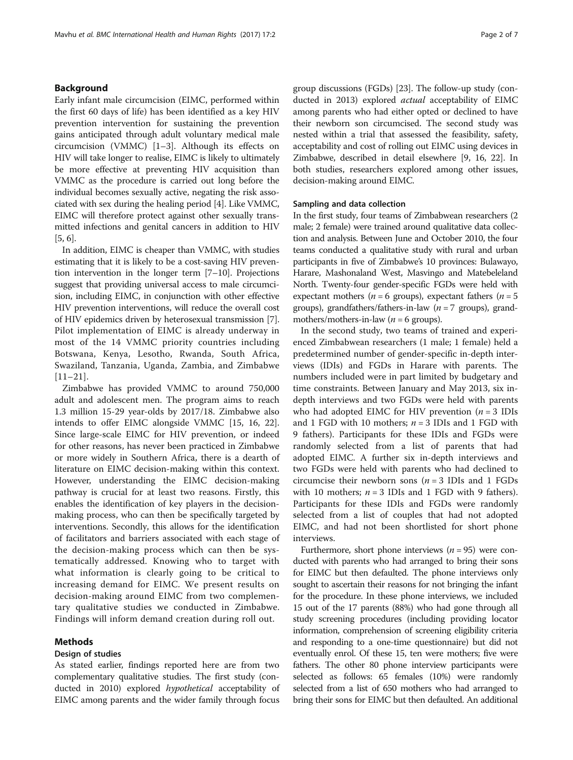## Background

Early infant male circumcision (EIMC, performed within the first 60 days of life) has been identified as a key HIV prevention intervention for sustaining the prevention gains anticipated through adult voluntary medical male circumcision (VMMC) [1–3]. Although its effects on HIV will take longer to realise, EIMC is likely to ultimately be more effective at preventing HIV acquisition than VMMC as the procedure is carried out long before the individual becomes sexually active, negating the risk associated with sex during the healing period [4]. Like VMMC, EIMC will therefore protect against other sexually transmitted infections and genital cancers in addition to HIV [5, 6].

In addition, EIMC is cheaper than VMMC, with studies estimating that it is likely to be a cost-saving HIV prevention intervention in the longer term [7–10]. Projections suggest that providing universal access to male circumcision, including EIMC, in conjunction with other effective HIV prevention interventions, will reduce the overall cost of HIV epidemics driven by heterosexual transmission [7]. Pilot implementation of EIMC is already underway in most of the 14 VMMC priority countries including Botswana, Kenya, Lesotho, Rwanda, South Africa, Swaziland, Tanzania, Uganda, Zambia, and Zimbabwe [11–21].

Zimbabwe has provided VMMC to around 750,000 adult and adolescent men. The program aims to reach 1.3 million 15-29 year-olds by 2017/18. Zimbabwe also intends to offer EIMC alongside VMMC [15, 16, 22]. Since large-scale EIMC for HIV prevention, or indeed for other reasons, has never been practiced in Zimbabwe or more widely in Southern Africa, there is a dearth of literature on EIMC decision-making within this context. However, understanding the EIMC decision-making pathway is crucial for at least two reasons. Firstly, this enables the identification of key players in the decision-making process, who can then be specifically targeted by interventions. Secondly, this allows for the identification of facilitators and barriers associated with each stage of the decision-making process which can then be systematically addressed. Knowing who to target with what information is clearly going to be critical to increasing demand for EIMC. We present results on decision-making around EIMC from two complementary qualitative studies we conducted in Zimbabwe. Findings will inform demand creation during roll out.

## Methods

### Design of studies

As stated earlier, findings reported here are from two complementary qualitative studies. The first study (conducted in 2010) explored *hypothetical* acceptability of EIMC among parents and the wider family through focus group discussions (FGDs) [23]. The follow-up study (conducted in 2013) explored *actual* acceptability of EIMC among parents who had either opted or declined to have their newborn son circumcised. The second study was nested within a trial that assessed the feasibility, safety, acceptability and cost of rolling out EIMC using devices in Zimbabwe, described in detail elsewhere [9, 16, 22]. In both studies, researchers explored among other issues, decision-making around EIMC.

### Sampling and data collection

In the first study, four teams of Zimbabwean researchers (2 male; 2 female) were trained around qualitative data collection and analysis. Between June and October 2010, the four teams conducted a qualitative study with rural and urban participants in five of Zimbabwe's 10 provinces: Bulawayo, Harare, Mashonaland West, Masvingo and Matebeleland North. Twenty-four gender-specific FGDs were held with expectant mothers ($n = 6$ groups), expectant fathers ($n = 5$ groups), grandfathers/fathers-in-law ($n = 7$ groups), grandmothers/mothers-in-law ($n = 6$ groups).

In the second study, two teams of trained and experienced Zimbabwean researchers (1 male; 1 female) held a predetermined number of gender-specific in-depth interviews (IDIs) and FGDs in Harare with parents. The numbers included were in part limited by budgetary and time constraints. Between January and May 2013, six in-depth interviews and two FGDs were held with parents who had adopted EIMC for HIV prevention ($n = 3$ IDIs and 1 FGD with 10 mothers; $n = 3$ IDIs and 1 FGD with 9 fathers). Participants for these IDIs and FGDs were randomly selected from a list of parents that had adopted EIMC. A further six in-depth interviews and two FGDs were held with parents who had declined to circumcise their newborn sons ($n = 3$ IDIs and 1 FGDs with 10 mothers; $n = 3$ IDIs and 1 FGD with 9 fathers). Participants for these IDIs and FGDs were randomly selected from a list of couples that had not adopted EIMC, and had not been shortlisted for short phone interviews.

Furthermore, short phone interviews ($n = 95$) were conducted with parents who had arranged to bring their sons for EIMC but then defaulted. The phone interviews only sought to ascertain their reasons for not bringing the infant for the procedure. In these phone interviews, we included 15 out of the 17 parents (88%) who had gone through all study screening procedures (including providing locator information, comprehension of screening eligibility criteria and responding to a one-time questionnaire) but did not eventually enrol. Of these 15, ten were mothers; five were fathers. The other 80 phone interview participants were selected as follows: 65 females (10%) were randomly selected from a list of 650 mothers who had arranged to bring their sons for EIMC but then defaulted. An additional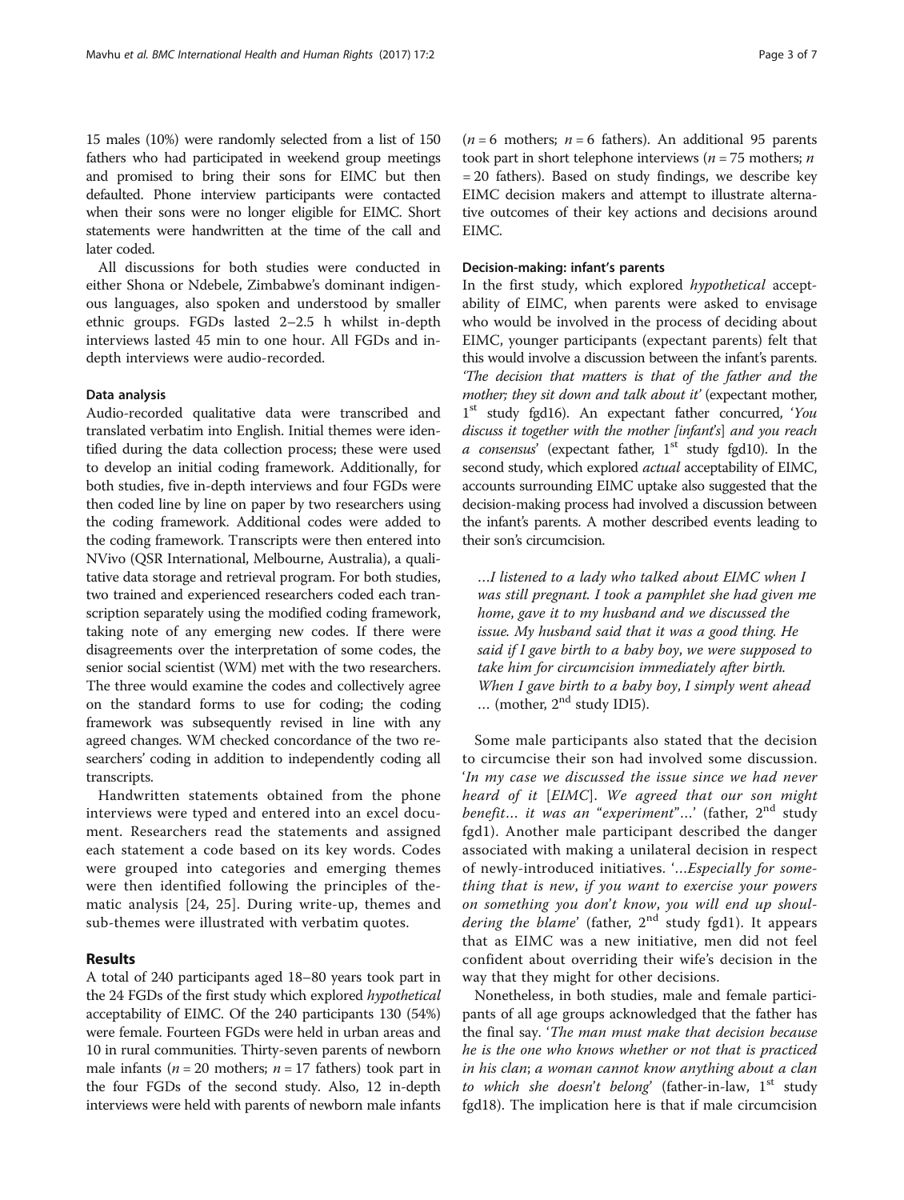15 males (10%) were randomly selected from a list of 150 fathers who had participated in weekend group meetings and promised to bring their sons for EIMC but then defaulted. Phone interview participants were contacted when their sons were no longer eligible for EIMC. Short statements were handwritten at the time of the call and later coded.

All discussions for both studies were conducted in either Shona or Ndebele, Zimbabwe's dominant indigenous languages, also spoken and understood by smaller ethnic groups. FGDs lasted 2–2.5 h whilst in-depth interviews lasted 45 min to one hour. All FGDs and in-depth interviews were audio-recorded.

### Data analysis

Audio-recorded qualitative data were transcribed and translated verbatim into English. Initial themes were identified during the data collection process; these were used to develop an initial coding framework. Additionally, for both studies, five in-depth interviews and four FGDs were then coded line by line on paper by two researchers using the coding framework. Additional codes were added to the coding framework. Transcripts were then entered into NVivo (QSR International, Melbourne, Australia), a qualitative data storage and retrieval program. For both studies, two trained and experienced researchers coded each transcription separately using the modified coding framework, taking note of any emerging new codes. If there were disagreements over the interpretation of some codes, the senior social scientist (WM) met with the two researchers. The three would examine the codes and collectively agree on the standard forms to use for coding; the coding framework was subsequently revised in line with any agreed changes. WM checked concordance of the two researchers' coding in addition to independently coding all transcripts.

Handwritten statements obtained from the phone interviews were typed and entered into an excel document. Researchers read the statements and assigned each statement a code based on its key words. Codes were grouped into categories and emerging themes were then identified following the principles of thematic analysis [24, 25]. During write-up, themes and sub-themes were illustrated with verbatim quotes.

## Results

A total of 240 participants aged 18–80 years took part in the 24 FGDs of the first study which explored *hypothetical* acceptability of EIMC. Of the 240 participants 130 (54%) were female. Fourteen FGDs were held in urban areas and 10 in rural communities. Thirty-seven parents of newborn male infants ($n = 20$ mothers; $n = 17$ fathers) took part in the four FGDs of the second study. Also, 12 in-depth interviews were held with parents of newborn male infants ($n = 6$ mothers; $n = 6$ fathers). An additional 95 parents took part in short telephone interviews ($n = 75$ mothers; $n = 20$ fathers). Based on study findings, we describe key EIMC decision makers and attempt to illustrate alternative outcomes of their key actions and decisions around EIMC.

### Decision-making: infant's parents

In the first study, which explored *hypothetical* acceptability of EIMC, when parents were asked to envisage who would be involved in the process of deciding about EIMC, younger participants (expectant parents) felt that this would involve a discussion between the infant's parents. '*The decision that matters is that of the father and the mother; they sit down and talk about it*' (expectant mother, 1st study fgd16). An expectant father concurred, '*You discuss it together with the mother [infant's] and you reach a consensus*' (expectant father, 1st study fgd10). In the second study, which explored *actual* acceptability of EIMC, accounts surrounding EIMC uptake also suggested that the decision-making process had involved a discussion between the infant's parents. A mother described events leading to their son's circumcision.

> *…I listened to a lady who talked about EIMC when I was still pregnant. I took a pamphlet she had given me home, gave it to my husband and we discussed the issue. My husband said that it was a good thing. He said if I gave birth to a baby boy, we were supposed to take him for circumcision immediately after birth. When I gave birth to a baby boy, I simply went ahead …* (mother, 2nd study IDI5).

Some male participants also stated that the decision to circumcise their son had involved some discussion. '*In my case we discussed the issue since we had never heard of it [EIMC]. We agreed that our son might benefit… it was an "experiment"…*' (father, 2nd study fgd1). Another male participant described the danger associated with making a unilateral decision in respect of newly-introduced initiatives. '*…Especially for something that is new, if you want to exercise your powers on something you don't know, you will end up shouldering the blame*' (father, 2nd study fgd1). It appears that as EIMC was a new initiative, men did not feel confident about overriding their wife's decision in the way that they might for other decisions.

Nonetheless, in both studies, male and female participants of all age groups acknowledged that the father has the final say. '*The man must make that decision because he is the one who knows whether or not that is practiced in his clan; a woman cannot know anything about a clan to which she doesn't belong*' (father-in-law, 1st study fgd18). The implication here is that if male circumcision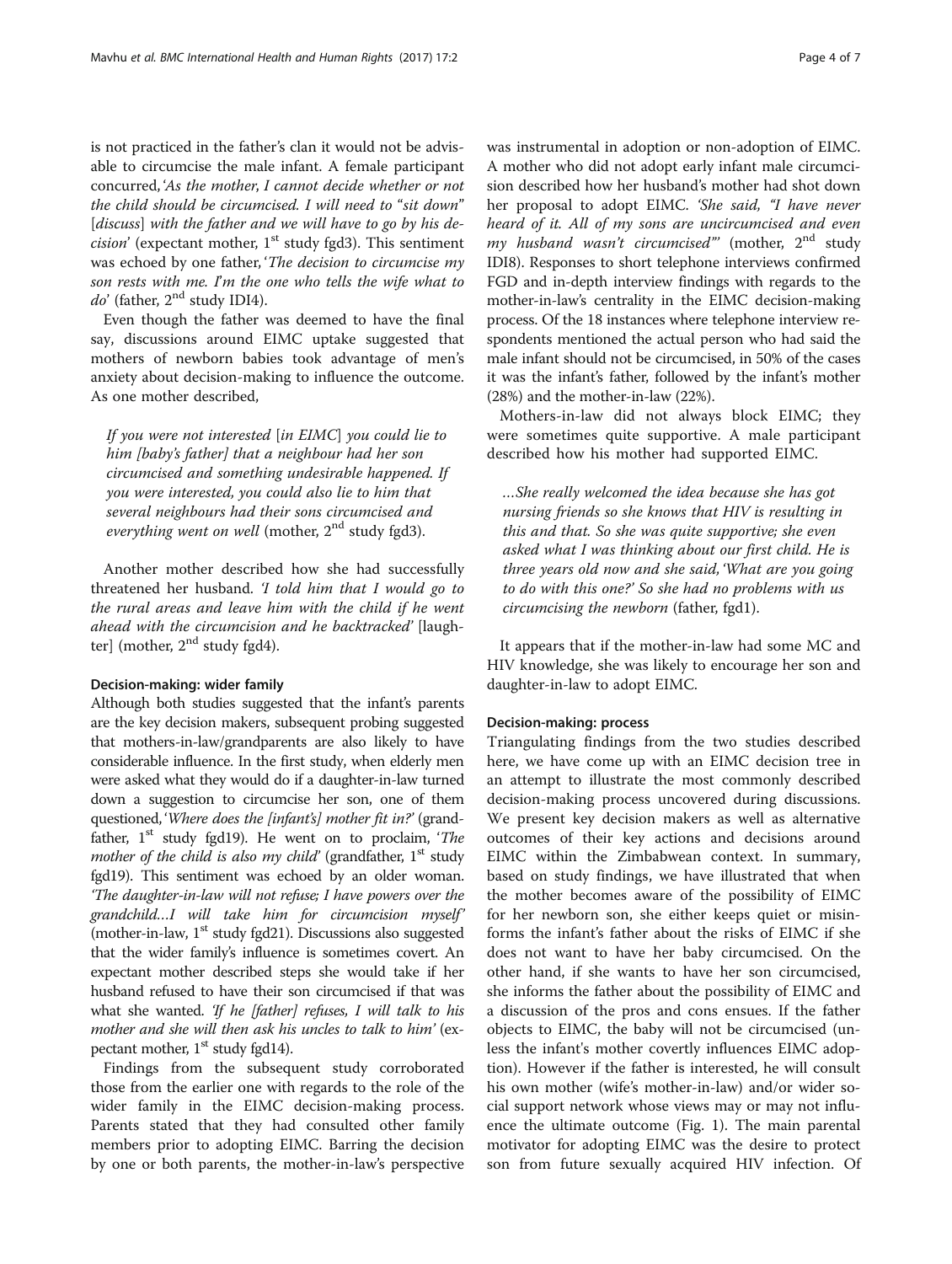is not practiced in the father's clan it would not be advisable to circumcise the male infant. A female participant concurred, '*As the mother, I cannot decide whether or not the child should be circumcised. I will need to "sit down"* [*discuss*] *with the father and we will have to go by his decision*' (expectant mother, 1st study fgd3). This sentiment was echoed by one father, '*The decision to circumcise my son rests with me. I'm the one who tells the wife what to do*' (father, 2nd study IDI4).

Even though the father was deemed to have the final say, discussions around EIMC uptake suggested that mothers of newborn babies took advantage of men's anxiety about decision-making to influence the outcome. As one mother described,

> *If you were not interested* [*in EIMC*] *you could lie to him* [*baby's father*] *that a neighbour had her son circumcised and something undesirable happened. If you were interested, you could also lie to him that several neighbours had their sons circumcised and everything went on well* (mother, 2nd study fgd3).

Another mother described how she had successfully threatened her husband. '*I told him that I would go to the rural areas and leave him with the child if he went ahead with the circumcision and he backtracked*' [laughter] (mother, 2nd study fgd4).

#### Decision-making: wider family

Although both studies suggested that the infant's parents are the key decision makers, subsequent probing suggested that mothers-in-law/grandparents are also likely to have considerable influence. In the first study, when elderly men were asked what they would do if a daughter-in-law turned down a suggestion to circumcise her son, one of them questioned, '*Where does the [infant's] mother fit in?*' (grandfather, 1st study fgd19). He went on to proclaim, '*The mother of the child is also my child*' (grandfather, 1st study fgd19). This sentiment was echoed by an older woman. '*The daughter-in-law will not refuse; I have powers over the grandchild…I will take him for circumcision myself*' (mother-in-law, 1st study fgd21). Discussions also suggested that the wider family's influence is sometimes covert. An expectant mother described steps she would take if her husband refused to have their son circumcised if that was what she wanted. '*If he [father] refuses, I will talk to his mother and she will then ask his uncles to talk to him*' (expectant mother, 1st study fgd14).

Findings from the subsequent study corroborated those from the earlier one with regards to the role of the wider family in the EIMC decision-making process. Parents stated that they had consulted other family members prior to adopting EIMC. Barring the decision by one or both parents, the mother-in-law's perspective was instrumental in adoption or non-adoption of EIMC. A mother who did not adopt early infant male circumcision described how her husband's mother had shot down her proposal to adopt EIMC. '*She said, "I have never heard of it. All of my sons are uncircumcised and even my husband wasn't circumcised"*' (mother, 2nd study IDI8). Responses to short telephone interviews confirmed FGD and in-depth interview findings with regards to the mother-in-law's centrality in the EIMC decision-making process. Of the 18 instances where telephone interview respondents mentioned the actual person who had said the male infant should not be circumcised, in 50% of the cases it was the infant's father, followed by the infant's mother (28%) and the mother-in-law (22%).

Mothers-in-law did not always block EIMC; they were sometimes quite supportive. A male participant described how his mother had supported EIMC.

> *…She really welcomed the idea because she has got nursing friends so she knows that HIV is resulting in this and that. So she was quite supportive; she even asked what I was thinking about our first child. He is three years old now and she said, 'What are you going to do with this one?' So she had no problems with us circumcising the newborn* (father, fgd1).

It appears that if the mother-in-law had some MC and HIV knowledge, she was likely to encourage her son and daughter-in-law to adopt EIMC.

#### Decision-making: process

Triangulating findings from the two studies described here, we have come up with an EIMC decision tree in an attempt to illustrate the most commonly described decision-making process uncovered during discussions. We present key decision makers as well as alternative outcomes of their key actions and decisions around EIMC within the Zimbabwean context. In summary, based on study findings, we have illustrated that when the mother becomes aware of the possibility of EIMC for her newborn son, she either keeps quiet or misinforms the infant's father about the risks of EIMC if she does not want to have her baby circumcised. On the other hand, if she wants to have her son circumcised, she informs the father about the possibility of EIMC and a discussion of the pros and cons ensues. If the father objects to EIMC, the baby will not be circumcised (unless the infant's mother covertly influences EIMC adoption). However if the father is interested, he will consult his own mother (wife's mother-in-law) and/or wider social support network whose views may or may not influence the ultimate outcome (Fig. 1). The main parental motivator for adopting EIMC was the desire to protect son from future sexually acquired HIV infection. Of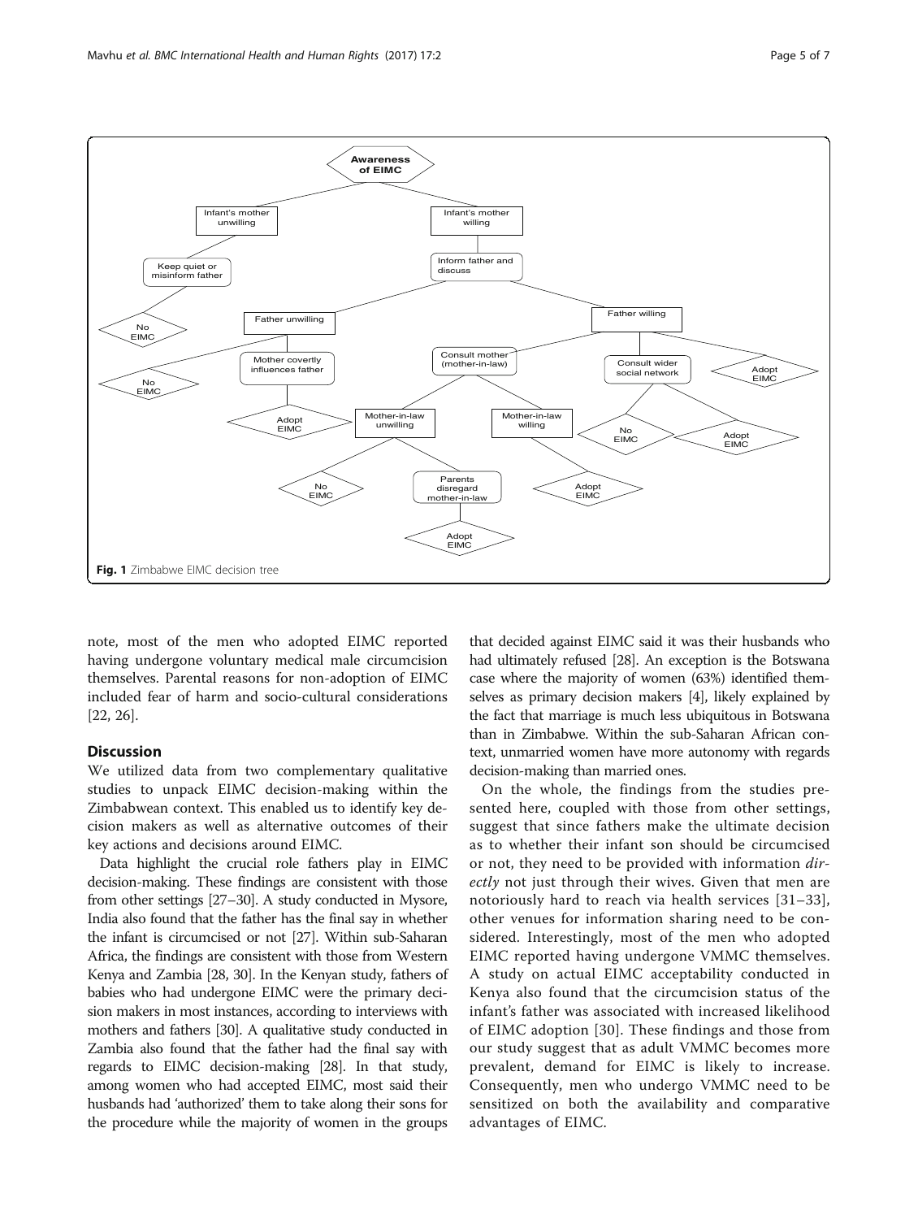Fig. 1 Zimbabwe EIMC decision tree

note, most of the men who adopted EIMC reported having undergone voluntary medical male circumcision themselves. Parental reasons for non-adoption of EIMC included fear of harm and socio-cultural considerations [22, 26].

## Discussion

We utilized data from two complementary qualitative studies to unpack EIMC decision-making within the Zimbabwean context. This enabled us to identify key decision makers as well as alternative outcomes of their key actions and decisions around EIMC.

Data highlight the crucial role fathers play in EIMC decision-making. These findings are consistent with those from other settings [27–30]. A study conducted in Mysore, India also found that the father has the final say in whether the infant is circumcised or not [27]. Within sub-Saharan Africa, the findings are consistent with those from Western Kenya and Zambia [28, 30]. In the Kenyan study, fathers of babies who had undergone EIMC were the primary decision makers in most instances, according to interviews with mothers and fathers [30]. A qualitative study conducted in Zambia also found that the father had the final say with regards to EIMC decision-making [28]. In that study, among women who had accepted EIMC, most said their husbands had 'authorized' them to take along their sons for the procedure while the majority of women in the groups that decided against EIMC said it was their husbands who had ultimately refused [28]. An exception is the Botswana case where the majority of women (63%) identified themselves as primary decision makers [4], likely explained by the fact that marriage is much less ubiquitous in Botswana than in Zimbabwe. Within the sub-Saharan African context, unmarried women have more autonomy with regards decision-making than married ones.

On the whole, the findings from the studies presented here, coupled with those from other settings, suggest that since fathers make the ultimate decision as to whether their infant son should be circumcised or not, they need to be provided with information *directly* not just through their wives. Given that men are notoriously hard to reach via health services [31–33], other venues for information sharing need to be considered. Interestingly, most of the men who adopted EIMC reported having undergone VMMC themselves. A study on actual EIMC acceptability conducted in Kenya also found that the circumcision status of the infant's father was associated with increased likelihood of EIMC adoption [30]. These findings and those from our study suggest that as adult VMMC becomes more prevalent, demand for EIMC is likely to increase. Consequently, men who undergo VMMC need to be sensitized on both the availability and comparative advantages of EIMC.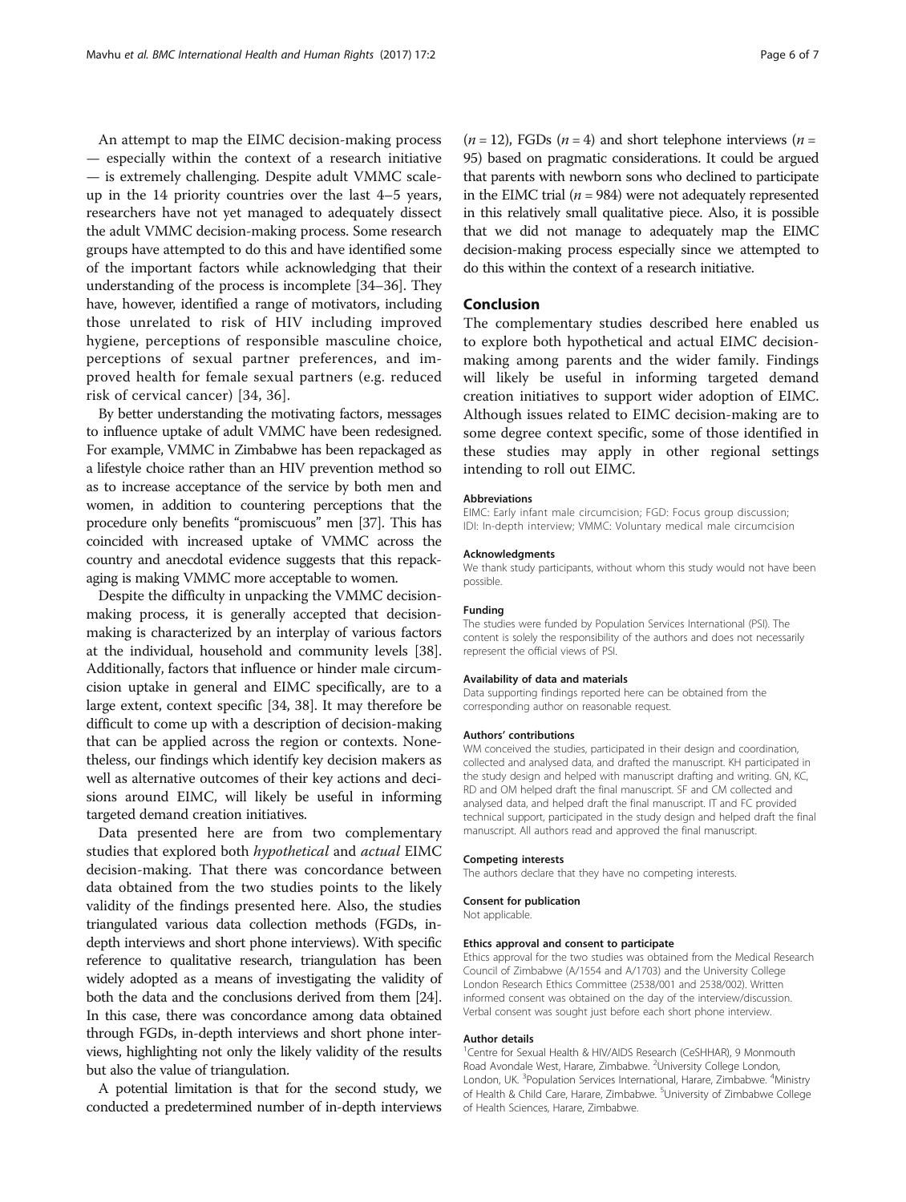An attempt to map the EIMC decision-making process — especially within the context of a research initiative — is extremely challenging. Despite adult VMMC scale-up in the 14 priority countries over the last 4–5 years, researchers have not yet managed to adequately dissect the adult VMMC decision-making process. Some research groups have attempted to do this and have identified some of the important factors while acknowledging that their understanding of the process is incomplete [34–36]. They have, however, identified a range of motivators, including those unrelated to risk of HIV including improved hygiene, perceptions of responsible masculine choice, perceptions of sexual partner preferences, and improved health for female sexual partners (e.g. reduced risk of cervical cancer) [34, 36].

By better understanding the motivating factors, messages to influence uptake of adult VMMC have been redesigned. For example, VMMC in Zimbabwe has been repackaged as a lifestyle choice rather than an HIV prevention method so as to increase acceptance of the service by both men and women, in addition to countering perceptions that the procedure only benefits "promiscuous" men [37]. This has coincided with increased uptake of VMMC across the country and anecdotal evidence suggests that this repackaging is making VMMC more acceptable to women.

Despite the difficulty in unpacking the VMMC decision-making process, it is generally accepted that decision-making is characterized by an interplay of various factors at the individual, household and community levels [38]. Additionally, factors that influence or hinder male circumcision uptake in general and EIMC specifically, are to a large extent, context specific [34, 38]. It may therefore be difficult to come up with a description of decision-making that can be applied across the region or contexts. Nonetheless, our findings which identify key decision makers as well as alternative outcomes of their key actions and decisions around EIMC, will likely be useful in informing targeted demand creation initiatives.

Data presented here are from two complementary studies that explored both *hypothetical* and *actual* EIMC decision-making. That there was concordance between data obtained from the two studies points to the likely validity of the findings presented here. Also, the studies triangulated various data collection methods (FGDs, in-depth interviews and short phone interviews). With specific reference to qualitative research, triangulation has been widely adopted as a means of investigating the validity of both the data and the conclusions derived from them [24]. In this case, there was concordance among data obtained through FGDs, in-depth interviews and short phone interviews, highlighting not only the likely validity of the results but also the value of triangulation.

A potential limitation is that for the second study, we conducted a predetermined number of in-depth interviews ($n = 12$), FGDs ($n = 4$) and short telephone interviews ($n = 95$) based on pragmatic considerations. It could be argued that parents with newborn sons who declined to participate in the EIMC trial ($n = 984$) were not adequately represented in this relatively small qualitative piece. Also, it is possible that we did not manage to adequately map the EIMC decision-making process especially since we attempted to do this within the context of a research initiative.

## Conclusion

The complementary studies described here enabled us to explore both hypothetical and actual EIMC decision-making among parents and the wider family. Findings will likely be useful in informing targeted demand creation initiatives to support wider adoption of EIMC. Although issues related to EIMC decision-making are to some degree context specific, some of those identified in these studies may apply in other regional settings intending to roll out EIMC.

#### Abbreviations

EIMC: Early infant male circumcision; FGD: Focus group discussion; IDI: In-depth interview; VMMC: Voluntary medical male circumcision

#### Acknowledgments

We thank study participants, without whom this study would not have been possible.

#### Funding

The studies were funded by Population Services International (PSI). The content is solely the responsibility of the authors and does not necessarily represent the official views of PSI.

#### Availability of data and materials

Data supporting findings reported here can be obtained from the corresponding author on reasonable request.

#### Authors' contributions

WM conceived the studies, participated in their design and coordination, collected and analysed data, and drafted the manuscript. KH participated in the study design and helped with manuscript drafting and writing. GN, KC, RD and OM helped draft the final manuscript. SF and CM collected and analysed data, and helped draft the final manuscript. IT and FC provided technical support, participated in the study design and helped draft the final manuscript. All authors read and approved the final manuscript.

#### Competing interests

The authors declare that they have no competing interests.

#### Consent for publication

Not applicable.

#### Ethics approval and consent to participate

Ethics approval for the two studies was obtained from the Medical Research Council of Zimbabwe (A/1554 and A/1703) and the University College London Research Ethics Committee (2538/001 and 2538/002). Written informed consent was obtained on the day of the interview/discussion. Verbal consent was sought just before each short phone interview.

#### Author details

[1]Centre for Sexual Health & HIV/AIDS Research (CeSHHAR), 9 Monmouth Road Avondale West, Harare, Zimbabwe. [2]University College London, London, UK. [3]Population Services International, Harare, Zimbabwe. [4]Ministry of Health & Child Care, Harare, Zimbabwe. [5]University of Zimbabwe College of Health Sciences, Harare, Zimbabwe.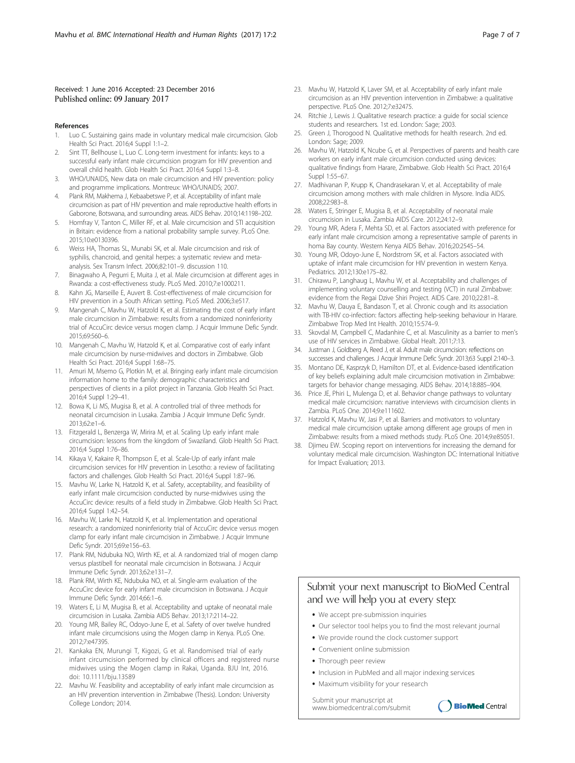Received: 1 June 2016 Accepted: 23 December 2016
Published online: 09 January 2017

## References

1. Luo C. Sustaining gains made in voluntary medical male circumcision. Glob Health Sci Pract. 2016;4 Suppl 1:1–2.
2. Sint TT, Bellhouse L, Luo C. Long-term investment for infants: keys to a successful early infant male circumcision program for HIV prevention and overall child health. Glob Health Sci Pract. 2016;4 Suppl 1:3–8.
3. WHO/UNAIDS, New data on male circumcision and HIV prevention: policy and programme implications. Montreux: WHO/UNAIDS; 2007.
4. Plank RM, Makhema J, Kebaabetswe P, et al. Acceptability of infant male circumcision as part of HIV prevention and male reproductive health efforts in Gaborone, Botswana, and surrounding areas. AIDS Behav. 2010;14:1198–202.
5. Homfray V, Tanton C, Miller RF, et al. Male circumcision and STI acquisition in Britain: evidence from a national probability sample survey. PLoS One. 2015;10:e0130396.
6. Weiss HA, Thomas SL, Munabi SK, et al. Male circumcision and risk of syphilis, chancroid, and genital herpes: a systematic review and meta-analysis. Sex Transm Infect. 2006;82:101–9. discussion 110.
7. Binagwaho A, Pegurri E, Muita J, et al. Male circumcision at different ages in Rwanda: a cost-effectiveness study. PLoS Med. 2010;7:e1000211.
8. Kahn JG, Marseille E, Auvert B. Cost-effectiveness of male circumcision for HIV prevention in a South African setting. PLoS Med. 2006;3:e517.
9. Mangenah C, Mavhu W, Hatzold K, et al. Estimating the cost of early infant male circumcision in Zimbabwe: results from a randomized noninferiority trial of AccuCirc device versus mogen clamp. J Acquir Immune Defic Syndr. 2015;69:560–6.
10. Mangenah C, Mavhu W, Hatzold K, et al. Comparative cost of early infant male circumcision by nurse-midwives and doctors in Zimbabwe. Glob Health Sci Pract. 2016;4 Suppl 1:68–75.
11. Amuri M, Msemo G, Plotkin M, et al. Bringing early infant male circumcision information home to the family: demographic characteristics and perspectives of clients in a pilot project in Tanzania. Glob Health Sci Pract. 2016;4 Suppl 1:29–41.
12. Bowa K, Li MS, Mugisa B, et al. A controlled trial of three methods for neonatal circumcision in Lusaka. Zambia J Acquir Immune Defic Syndr. 2013;62:e1–6.
13. Fitzgerald L, Benzerga W, Mirira M, et al. Scaling Up early infant male circumcision: lessons from the kingdom of Swaziland. Glob Health Sci Pract. 2016;4 Suppl 1:76–86.
14. Kikaya V, Kakaire R, Thompson E, et al. Scale-Up of early infant male circumcision services for HIV prevention in Lesotho: a review of facilitating factors and challenges. Glob Health Sci Pract. 2016;4 Suppl 1:87–96.
15. Mavhu W, Larke N, Hatzold K, et al. Safety, acceptability, and feasibility of early infant male circumcision conducted by nurse-midwives using the AccuCirc device: results of a field study in Zimbabwe. Glob Health Sci Pract. 2016;4 Suppl 1:42–54.
16. Mavhu W, Larke N, Hatzold K, et al. Implementation and operational research: a randomized noninferiority trial of AccuCirc device versus mogen clamp for early infant male circumcision in Zimbabwe. J Acquir Immune Defic Syndr. 2015;69:e156–63.
17. Plank RM, Ndubuka NO, Wirth KE, et al. A randomized trial of mogen clamp versus plastibell for neonatal male circumcision in Botswana. J Acquir Immune Defic Syndr. 2013;62:e131–7.
18. Plank RM, Wirth KE, Ndubuka NO, et al. Single-arm evaluation of the AccuCirc device for early infant male circumcision in Botswana. J Acquir Immune Defic Syndr. 2014;66:1–6.
19. Waters E, Li M, Mugisa B, et al. Acceptability and uptake of neonatal male circumcision in Lusaka. Zambia AIDS Behav. 2013;17:2114–22.
20. Young MR, Bailey RC, Odoyo-June E, et al. Safety of over twelve hundred infant male circumcisions using the Mogen clamp in Kenya. PLoS One. 2012;7:e47395.
21. Kankaka EN, Murungi T, Kigozi, G et al. Randomised trial of early infant circumcision performed by clinical officers and registered nurse midwives using the Mogen clamp in Rakai, Uganda. BJU Int, 2016. doi: 10.1111/bju.13589
22. Mavhu W. Feasibility and acceptability of early infant male circumcision as an HIV prevention intervention in Zimbabwe (Thesis). London: University College London; 2014.
23. Mavhu W, Hatzold K, Laver SM, et al. Acceptability of early infant male circumcision as an HIV prevention intervention in Zimbabwe: a qualitative perspective. PLoS One. 2012;7:e32475.
24. Ritchie J, Lewis J. Qualitative research practice: a guide for social science students and researchers. 1st ed. London: Sage; 2003.
25. Green J, Thorogood N. Qualitative methods for health research. 2nd ed. London: Sage; 2009.
26. Mavhu W, Hatzold K, Ncube G, et al. Perspectives of parents and health care workers on early infant male circumcision conducted using devices: qualitative findings from Harare, Zimbabwe. Glob Health Sci Pract. 2016;4 Suppl 1:55–67.
27. Madhivanan P, Krupp K, Chandrasekaran V, et al. Acceptability of male circumcision among mothers with male children in Mysore. India AIDS. 2008;22:983–8.
28. Waters E, Stringer E, Mugisa B, et al. Acceptability of neonatal male circumcision in Lusaka. Zambia AIDS Care. 2012;24:12–9.
29. Young MR, Adera F, Mehta SD, et al. Factors associated with preference for early infant male circumcision among a representative sample of parents in homa Bay county. Western Kenya AIDS Behav. 2016;20:2545–54.
30. Young MR, Odoyo-June E, Nordstrom SK, et al. Factors associated with uptake of infant male circumcision for HIV prevention in western Kenya. Pediatrics. 2012;130:e175–82.
31. Chirawu P, Langhaug L, Mavhu W, et al. Acceptability and challenges of implementing voluntary counselling and testing (VCT) in rural Zimbabwe: evidence from the Regai Dzive Shiri Project. AIDS Care. 2010;22:81–8.
32. Mavhu W, Dauya E, Bandason T, et al. Chronic cough and its association with TB-HIV co-infection: factors affecting help-seeking behaviour in Harare. Zimbabwe Trop Med Int Health. 2010;15:574–9.
33. Skovdal M, Campbell C, Madanhire C, et al. Masculinity as a barrier to men's use of HIV services in Zimbabwe. Global Healt. 2011;7:13.
34. Justman J, Goldberg A, Reed J, et al. Adult male circumcision: reflections on successes and challenges. J Acquir Immune Defic Syndr. 2013;63 Suppl 2:140–3.
35. Montano DE, Kasprzyk D, Hamilton DT, et al. Evidence-based identification of key beliefs explaining adult male circumcision motivation in Zimbabwe: targets for behavior change messaging. AIDS Behav. 2014;18:885–904.
36. Price JE, Phiri L, Mulenga D, et al. Behavior change pathways to voluntary medical male circumcision: narrative interviews with circumcision clients in Zambia. PLoS One. 2014;9:e111602.
37. Hatzold K, Mavhu W, Jasi P, et al. Barriers and motivators to voluntary medical male circumcision uptake among different age groups of men in Zimbabwe: results from a mixed methods study. PLoS One. 2014;9:e85051.
38. Djimeu EW. Scoping report on interventions for increasing the demand for voluntary medical male circumcision. Washington DC: International Initiative for Impact Evaluation; 2013.

Submit your next manuscript to BioMed Central and we will help you at every step:

- We accept pre-submission inquiries
- Our selector tool helps you to find the most relevant journal
- We provide round the clock customer support
- Convenient online submission
- Thorough peer review
- Inclusion in PubMed and all major indexing services
- Maximum visibility for your research

Submit your manuscript at
www.biomedcentral.com/submit

BioMed Central